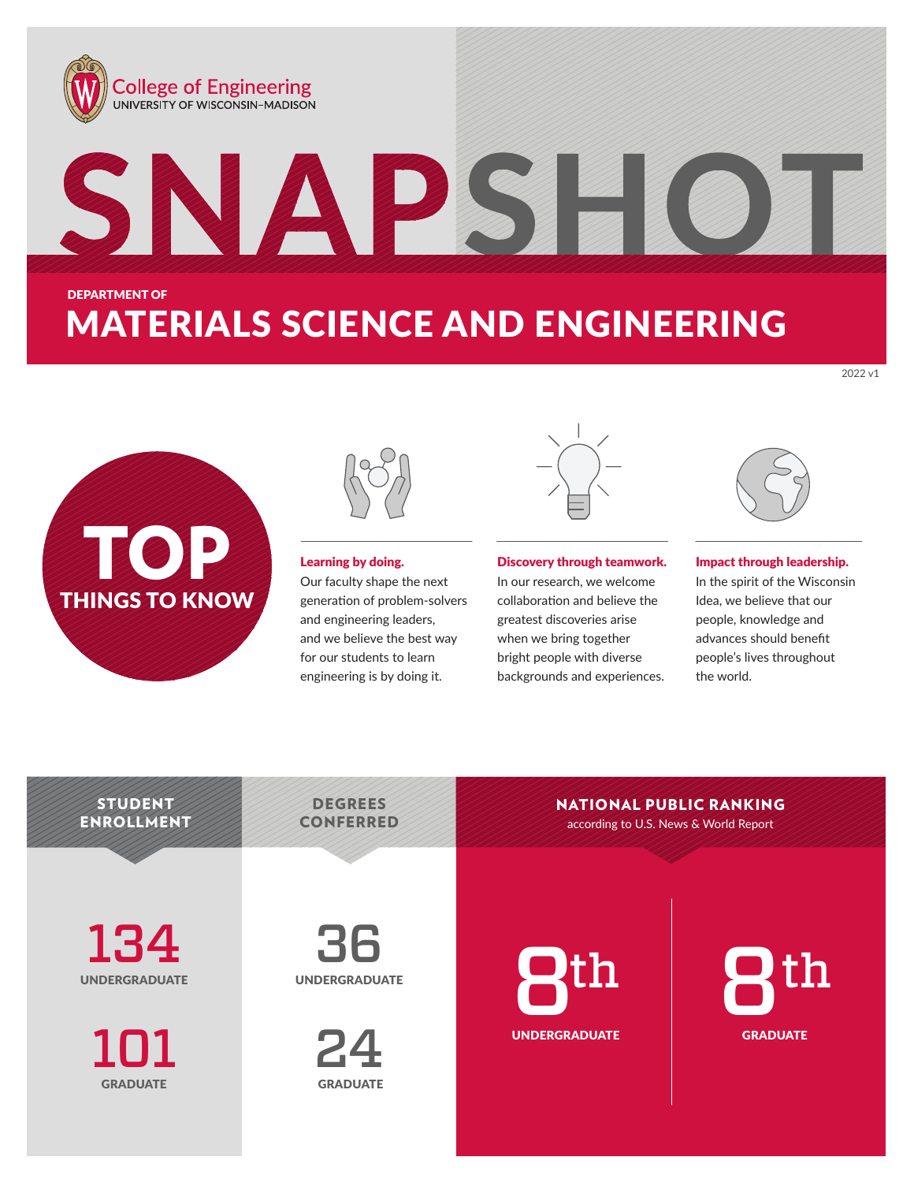College of Engineering
UNIVERSITY OF WISCONSIN–MADISON

# SNAPSHOT

DEPARTMENT OF

## MATERIALS SCIENCE AND ENGINEERING

2022 v1

## TOP THINGS TO KNOW

**Learning by doing.**
Our faculty shape the next generation of problem-solvers and engineering leaders, and we believe the best way for our students to learn engineering is by doing it.

**Discovery through teamwork.**
In our research, we welcome collaboration and believe the greatest discoveries arise when we bring together bright people with diverse backgrounds and experiences.

**Impact through leadership.**
In the spirit of the Wisconsin Idea, we believe that our people, knowledge and advances should benefit people's lives throughout the world.

### STUDENT ENROLLMENT

**134** UNDERGRADUATE

**101** GRADUATE

### DEGREES CONFERRED

**36** UNDERGRADUATE

**24** GRADUATE

### NATIONAL PUBLIC RANKING

according to U.S. News & World Report

**8th** UNDERGRADUATE

**8th** GRADUATE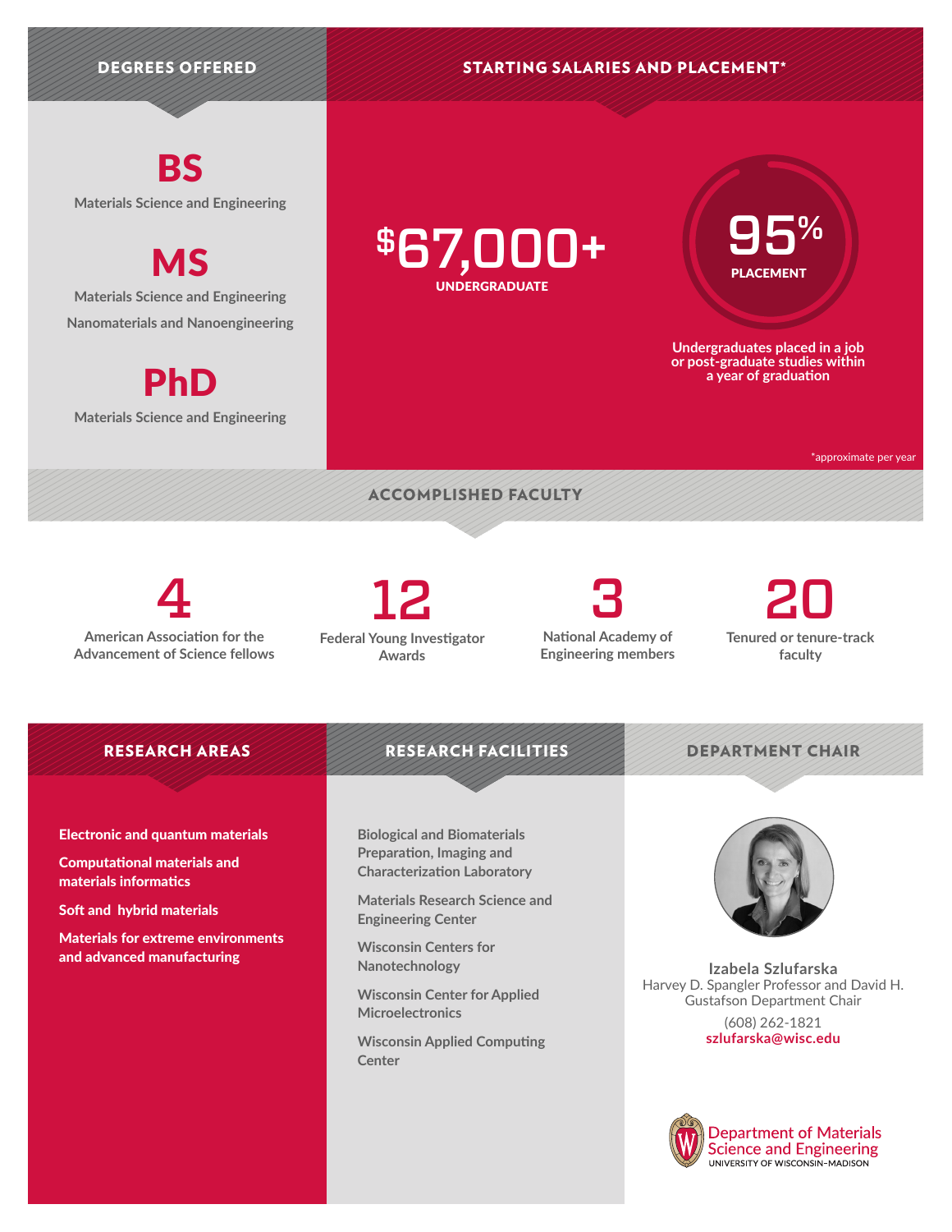## DEGREES OFFERED

**BS**

Materials Science and Engineering

**MS**

Materials Science and Engineering

Nanomaterials and Nanoengineering

**PhD**

Materials Science and Engineering

## STARTING SALARIES AND PLACEMENT*

**$67,000+**

UNDERGRADUATE

**95%**

PLACEMENT

Undergraduates placed in a job or post-graduate studies within a year of graduation

*approximate per year

## ACCOMPLISHED FACULTY

**4**

American Association for the Advancement of Science fellows

**12**

Federal Young Investigator Awards

**3**

National Academy of Engineering members

**20**

Tenured or tenure-track faculty

## RESEARCH AREAS

- Electronic and quantum materials
- Computational materials and materials informatics
- Soft and hybrid materials
- Materials for extreme environments and advanced manufacturing

## RESEARCH FACILITIES

- Biological and Biomaterials Preparation, Imaging and Characterization Laboratory
- Materials Research Science and Engineering Center
- Wisconsin Centers for Nanotechnology
- Wisconsin Center for Applied Microelectronics
- Wisconsin Applied Computing Center

## DEPARTMENT CHAIR

**Izabela Szlufarska**

Harvey D. Spangler Professor and David H. Gustafson Department Chair

(608) 262-1821

szlufarska@wisc.edu

Department of Materials Science and Engineering
UNIVERSITY OF WISCONSIN–MADISON